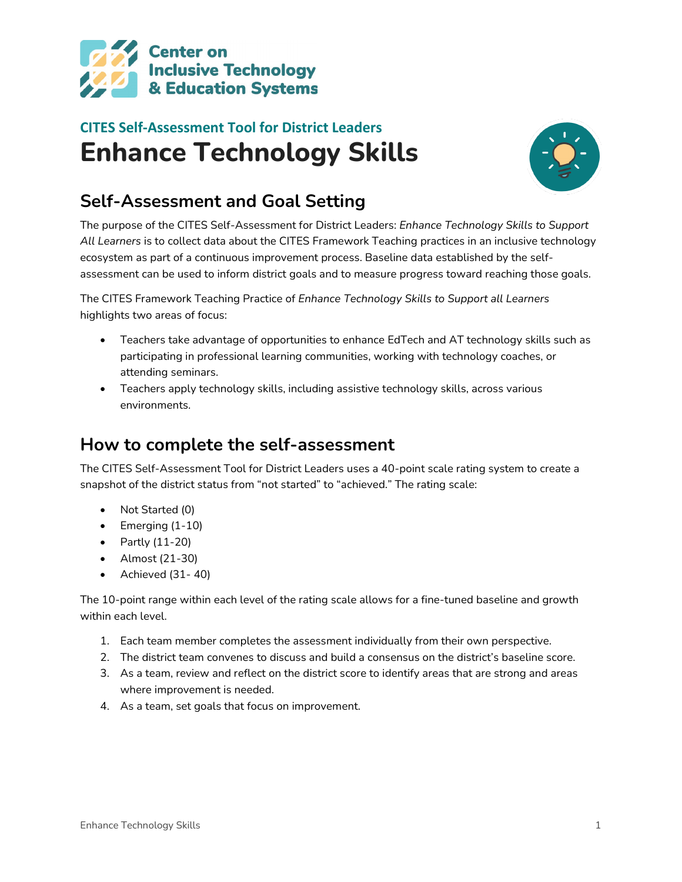Center on Inclusive Technology & Education Systems

## CITES Self-Assessment Tool for District Leaders

# Enhance Technology Skills

## Self-Assessment and Goal Setting

The purpose of the CITES Self-Assessment for District Leaders: *Enhance Technology Skills to Support All Learners* is to collect data about the CITES Framework Teaching practices in an inclusive technology ecosystem as part of a continuous improvement process. Baseline data established by the self-assessment can be used to inform district goals and to measure progress toward reaching those goals.

The CITES Framework Teaching Practice of *Enhance Technology Skills to Support all Learners* highlights two areas of focus:

- Teachers take advantage of opportunities to enhance EdTech and AT technology skills such as participating in professional learning communities, working with technology coaches, or attending seminars.
- Teachers apply technology skills, including assistive technology skills, across various environments.

## How to complete the self-assessment

The CITES Self-Assessment Tool for District Leaders uses a 40-point scale rating system to create a snapshot of the district status from "not started" to "achieved." The rating scale:

- Not Started (0)
- Emerging (1-10)
- Partly (11-20)
- Almost (21-30)
- Achieved (31- 40)

The 10-point range within each level of the rating scale allows for a fine-tuned baseline and growth within each level.

1. Each team member completes the assessment individually from their own perspective.
2. The district team convenes to discuss and build a consensus on the district's baseline score.
3. As a team, review and reflect on the district score to identify areas that are strong and areas where improvement is needed.
4. As a team, set goals that focus on improvement.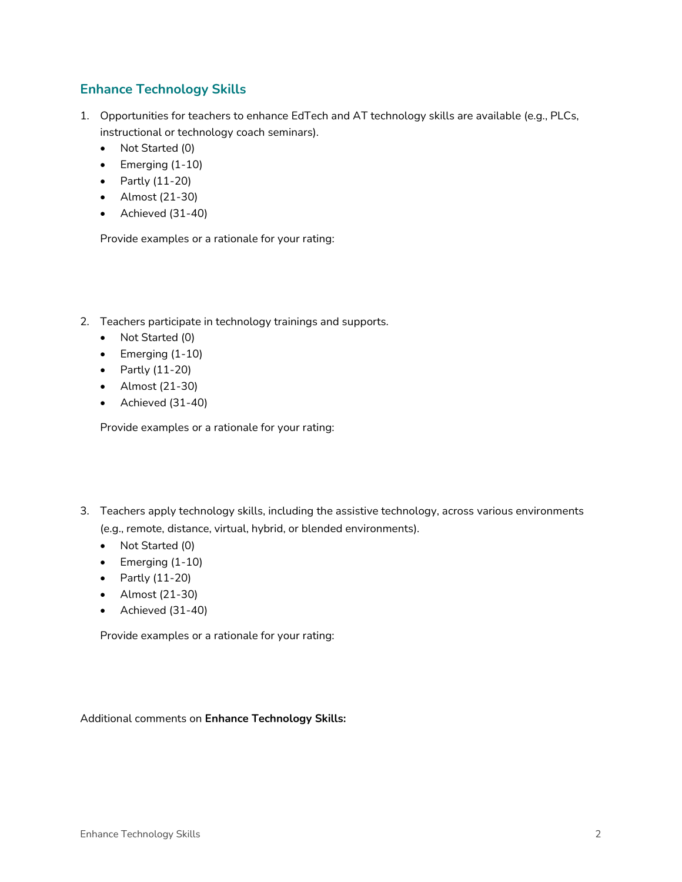## Enhance Technology Skills

1. Opportunities for teachers to enhance EdTech and AT technology skills are available (e.g., PLCs, instructional or technology coach seminars).
   - Not Started (0)
   - Emerging (1-10)
   - Partly (11-20)
   - Almost (21-30)
   - Achieved (31-40)

   Provide examples or a rationale for your rating:

2. Teachers participate in technology trainings and supports.
   - Not Started (0)
   - Emerging (1-10)
   - Partly (11-20)
   - Almost (21-30)
   - Achieved (31-40)

   Provide examples or a rationale for your rating:

3. Teachers apply technology skills, including the assistive technology, across various environments (e.g., remote, distance, virtual, hybrid, or blended environments).
   - Not Started (0)
   - Emerging (1-10)
   - Partly (11-20)
   - Almost (21-30)
   - Achieved (31-40)

   Provide examples or a rationale for your rating:

Additional comments on **Enhance Technology Skills:**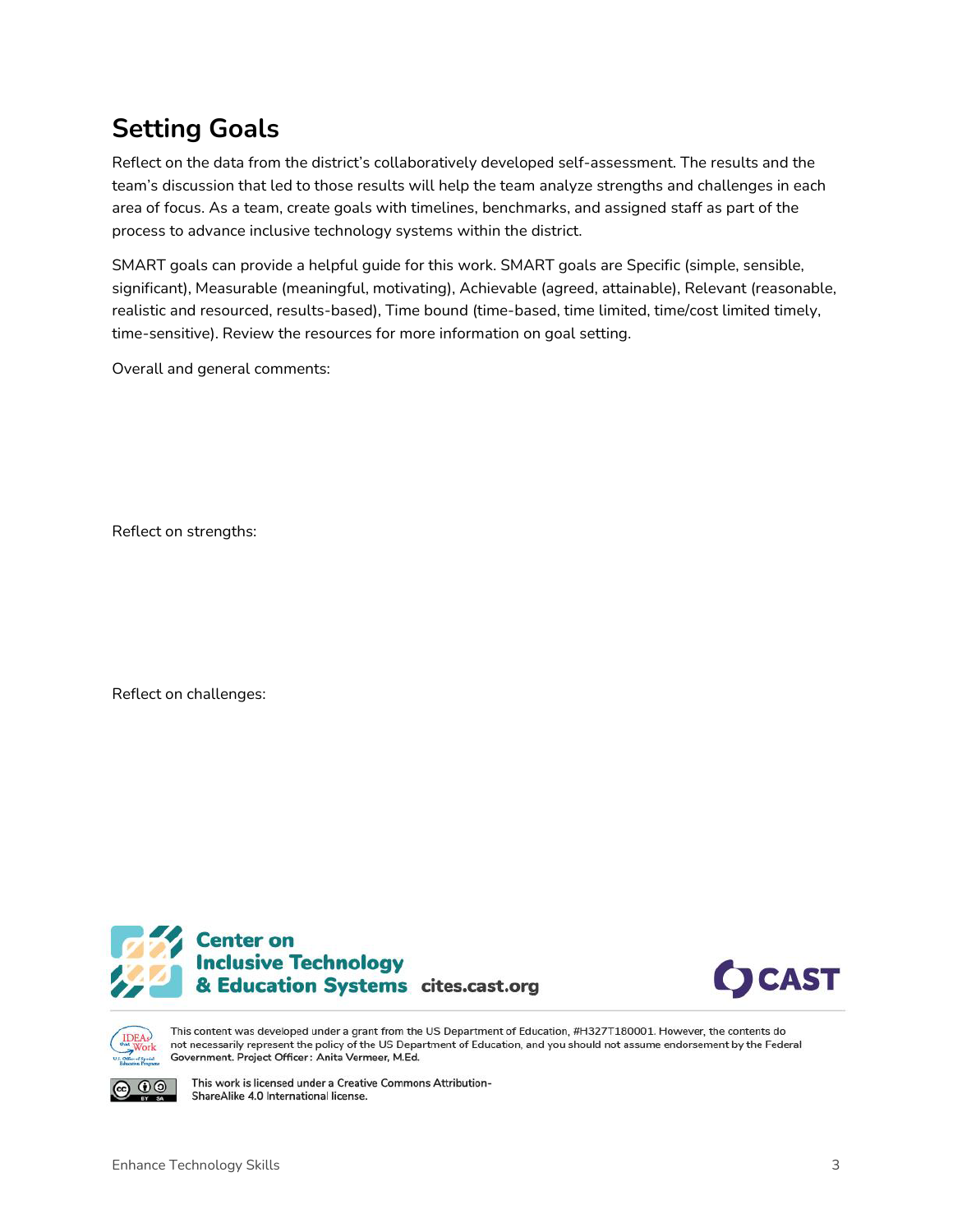## Setting Goals

Reflect on the data from the district's collaboratively developed self-assessment. The results and the team's discussion that led to those results will help the team analyze strengths and challenges in each area of focus. As a team, create goals with timelines, benchmarks, and assigned staff as part of the process to advance inclusive technology systems within the district.

SMART goals can provide a helpful guide for this work. SMART goals are Specific (simple, sensible, significant), Measurable (meaningful, motivating), Achievable (agreed, attainable), Relevant (reasonable, realistic and resourced, results-based), Time bound (time-based, time limited, time/cost limited timely, time-sensitive). Review the resources for more information on goal setting.

Overall and general comments:

Reflect on strengths:

Reflect on challenges:

Center on Inclusive Technology & Education Systems cites.cast.org

CAST

This content was developed under a grant from the US Department of Education, #H327T180001. However, the contents do not necessarily represent the policy of the US Department of Education, and you should not assume endorsement by the Federal Government. Project Officer: Anita Vermeer, M.Ed.

This work is licensed under a Creative Commons Attribution-ShareAlike 4.0 International license.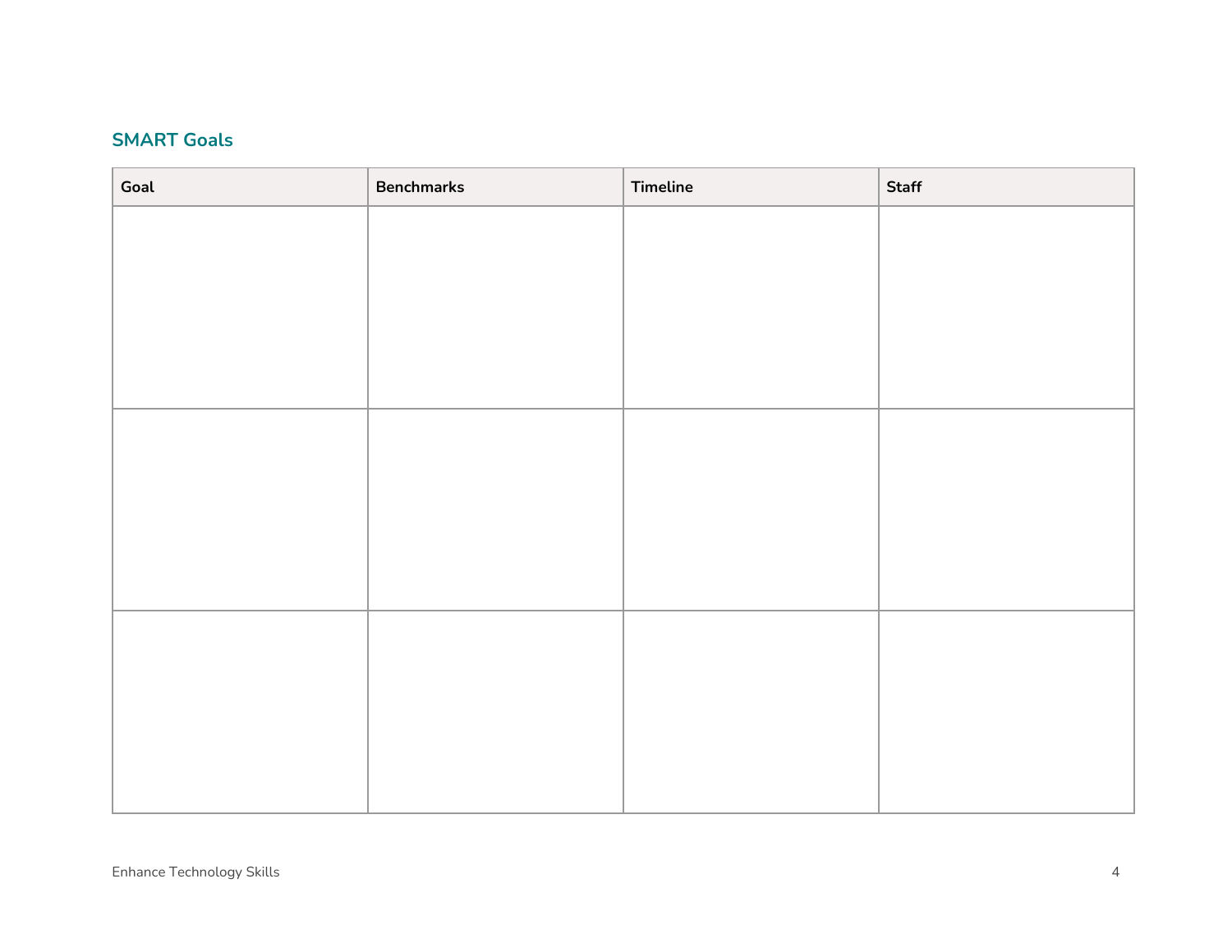## SMART Goals

| Goal | Benchmarks | Timeline | Staff |
|---|---|---|---|
| | | | |
| | | | |
| | | | |